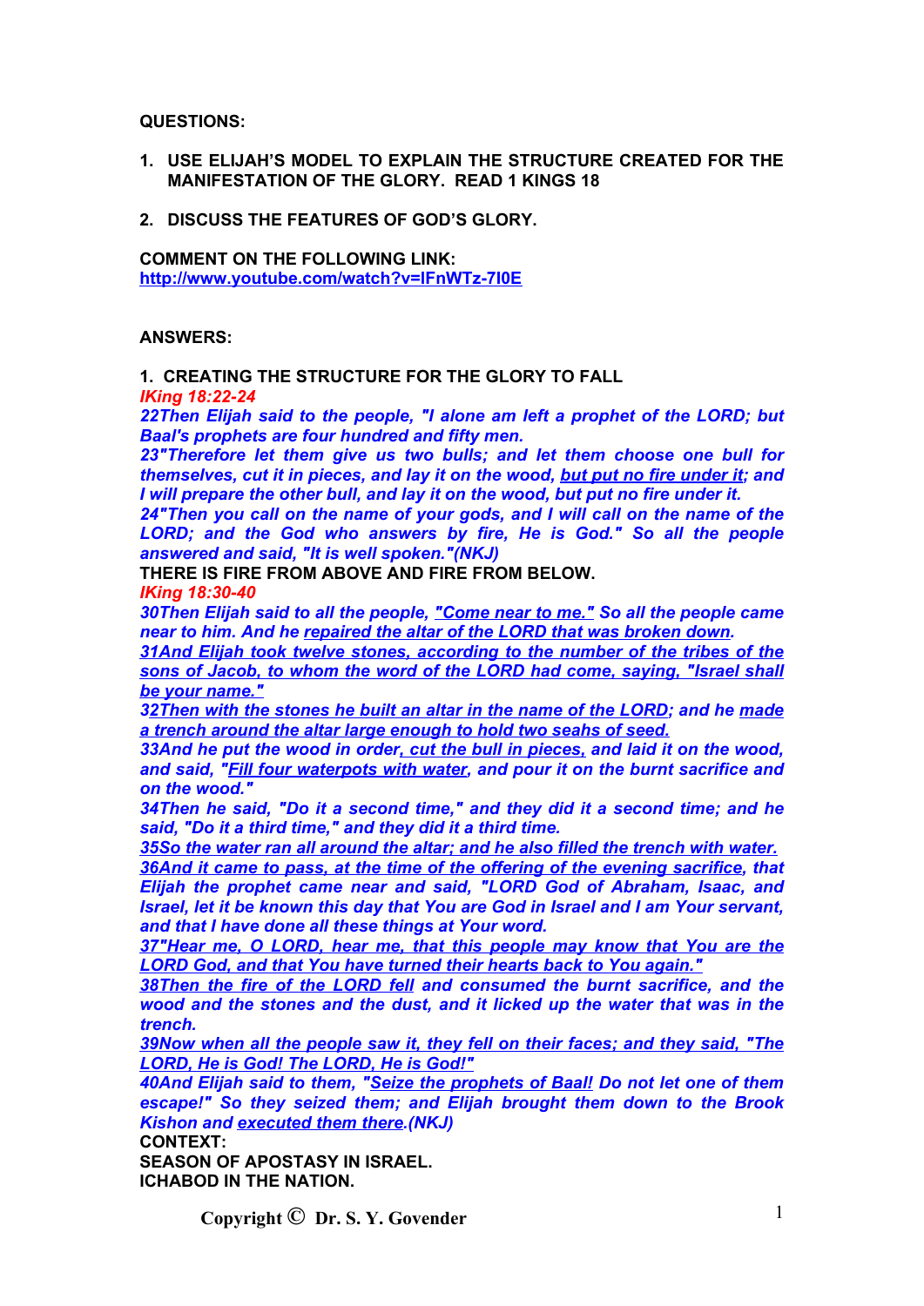**QUESTIONS:**

1. **USE ELIJAH'S MODEL TO EXPLAIN THE STRUCTURE CREATED FOR THE MANIFESTATION OF THE GLORY. READ 1 KINGS 18**

2. **DISCUSS THE FEATURES OF GOD'S GLORY.**

**COMMENT ON THE FOLLOWING LINK:**
**http://www.youtube.com/watch?v=lFnWTz-7I0E**

**ANSWERS:**

**1. CREATING THE STRUCTURE FOR THE GLORY TO FALL**

***IKing 18:22-24***

***22Then Elijah said to the people, "I alone am left a prophet of the LORD; but Baal's prophets are four hundred and fifty men.***
***23"Therefore let them give us two bulls; and let them choose one bull for themselves, cut it in pieces, and lay it on the wood, but put no fire under it; and I will prepare the other bull, and lay it on the wood, but put no fire under it.***
***24"Then you call on the name of your gods, and I will call on the name of the LORD; and the God who answers by fire, He is God." So all the people answered and said, "It is well spoken."(NKJ)***

**THERE IS FIRE FROM ABOVE AND FIRE FROM BELOW.**

***IKing 18:30-40***

***30Then Elijah said to all the people, "Come near to me." So all the people came near to him. And he repaired the altar of the LORD that was broken down.***
***31And Elijah took twelve stones, according to the number of the tribes of the sons of Jacob, to whom the word of the LORD had come, saying, "Israel shall be your name."***
***32Then with the stones he built an altar in the name of the LORD; and he made a trench around the altar large enough to hold two seahs of seed.***
***33And he put the wood in order, cut the bull in pieces, and laid it on the wood, and said, "Fill four waterpots with water, and pour it on the burnt sacrifice and on the wood."***
***34Then he said, "Do it a second time," and they did it a second time; and he said, "Do it a third time," and they did it a third time.***
***35So the water ran all around the altar; and he also filled the trench with water.***
***36And it came to pass, at the time of the offering of the evening sacrifice, that Elijah the prophet came near and said, "LORD God of Abraham, Isaac, and Israel, let it be known this day that You are God in Israel and I am Your servant, and that I have done all these things at Your word.***
***37"Hear me, O LORD, hear me, that this people may know that You are the LORD God, and that You have turned their hearts back to You again."***
***38Then the fire of the LORD fell and consumed the burnt sacrifice, and the wood and the stones and the dust, and it licked up the water that was in the trench.***
***39Now when all the people saw it, they fell on their faces; and they said, "The LORD, He is God! The LORD, He is God!"***
***40And Elijah said to them, "Seize the prophets of Baal! Do not let one of them escape!" So they seized them; and Elijah brought them down to the Brook Kishon and executed them there.(NKJ)***

**CONTEXT:**
**SEASON OF APOSTASY IN ISRAEL.**
**ICHABOD IN THE NATION.**

**Copyright © Dr. S. Y. Govender**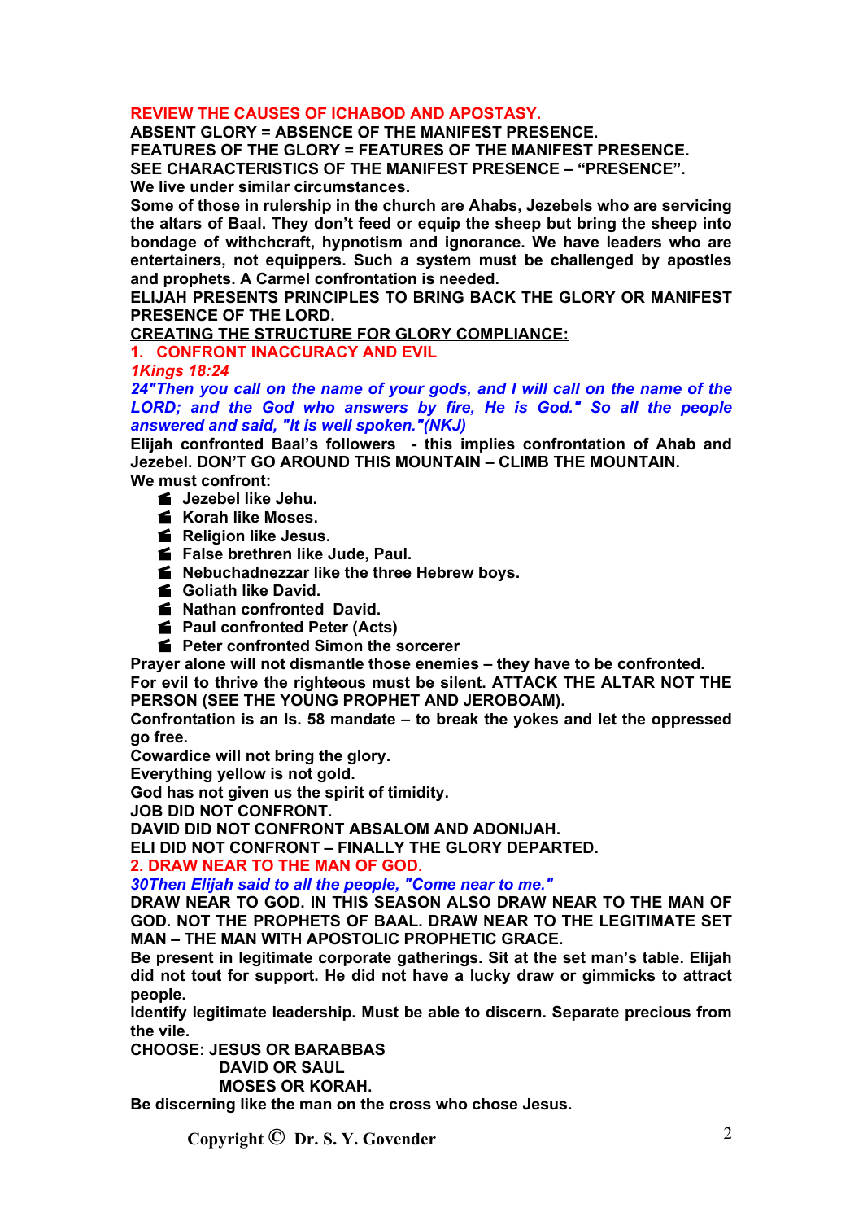**REVIEW THE CAUSES OF ICHABOD AND APOSTASY.**

**ABSENT GLORY = ABSENCE OF THE MANIFEST PRESENCE.**

**FEATURES OF THE GLORY = FEATURES OF THE MANIFEST PRESENCE.**

**SEE CHARACTERISTICS OF THE MANIFEST PRESENCE – "PRESENCE".**

**We live under similar circumstances.**

**Some of those in rulership in the church are Ahabs, Jezebels who are servicing the altars of Baal. They don't feed or equip the sheep but bring the sheep into bondage of withchcraft, hypnotism and ignorance. We have leaders who are entertainers, not equippers. Such a system must be challenged by apostles and prophets. A Carmel confrontation is needed.**

**ELIJAH PRESENTS PRINCIPLES TO BRING BACK THE GLORY OR MANIFEST PRESENCE OF THE LORD.**

**CREATING THE STRUCTURE FOR GLORY COMPLIANCE:**

**1. CONFRONT INACCURACY AND EVIL**

***1Kings 18:24***

***24"Then you call on the name of your gods, and I will call on the name of the LORD; and the God who answers by fire, He is God." So all the people answered and said, "It is well spoken."(NKJ)***

**Elijah confronted Baal's followers - this implies confrontation of Ahab and Jezebel. DON'T GO AROUND THIS MOUNTAIN – CLIMB THE MOUNTAIN.**

**We must confront:**

- **Jezebel like Jehu.**
- **Korah like Moses.**
- **Religion like Jesus.**
- **False brethren like Jude, Paul.**
- **Nebuchadnezzar like the three Hebrew boys.**
- **Goliath like David.**
- **Nathan confronted David.**
- **Paul confronted Peter (Acts)**
- **Peter confronted Simon the sorcerer**

**Prayer alone will not dismantle those enemies – they have to be confronted.**

**For evil to thrive the righteous must be silent. ATTACK THE ALTAR NOT THE PERSON (SEE THE YOUNG PROPHET AND JEROBOAM).**

**Confrontation is an Is. 58 mandate – to break the yokes and let the oppressed go free.**

**Cowardice will not bring the glory.**

**Everything yellow is not gold.**

**God has not given us the spirit of timidity.**

**JOB DID NOT CONFRONT.**

**DAVID DID NOT CONFRONT ABSALOM AND ADONIJAH.**

**ELI DID NOT CONFRONT – FINALLY THE GLORY DEPARTED.**

**2. DRAW NEAR TO THE MAN OF GOD.**

***30Then Elijah said to all the people, "Come near to me."***

**DRAW NEAR TO GOD. IN THIS SEASON ALSO DRAW NEAR TO THE MAN OF GOD. NOT THE PROPHETS OF BAAL. DRAW NEAR TO THE LEGITIMATE SET MAN – THE MAN WITH APOSTOLIC PROPHETIC GRACE.**

**Be present in legitimate corporate gatherings. Sit at the set man's table. Elijah did not tout for support. He did not have a lucky draw or gimmicks to attract people.**

**Identify legitimate leadership. Must be able to discern. Separate precious from the vile.**

**CHOOSE: JESUS OR BARABBAS**
**DAVID OR SAUL**
**MOSES OR KORAH.**

**Be discerning like the man on the cross who chose Jesus.**

Copyright © Dr. S. Y. Govender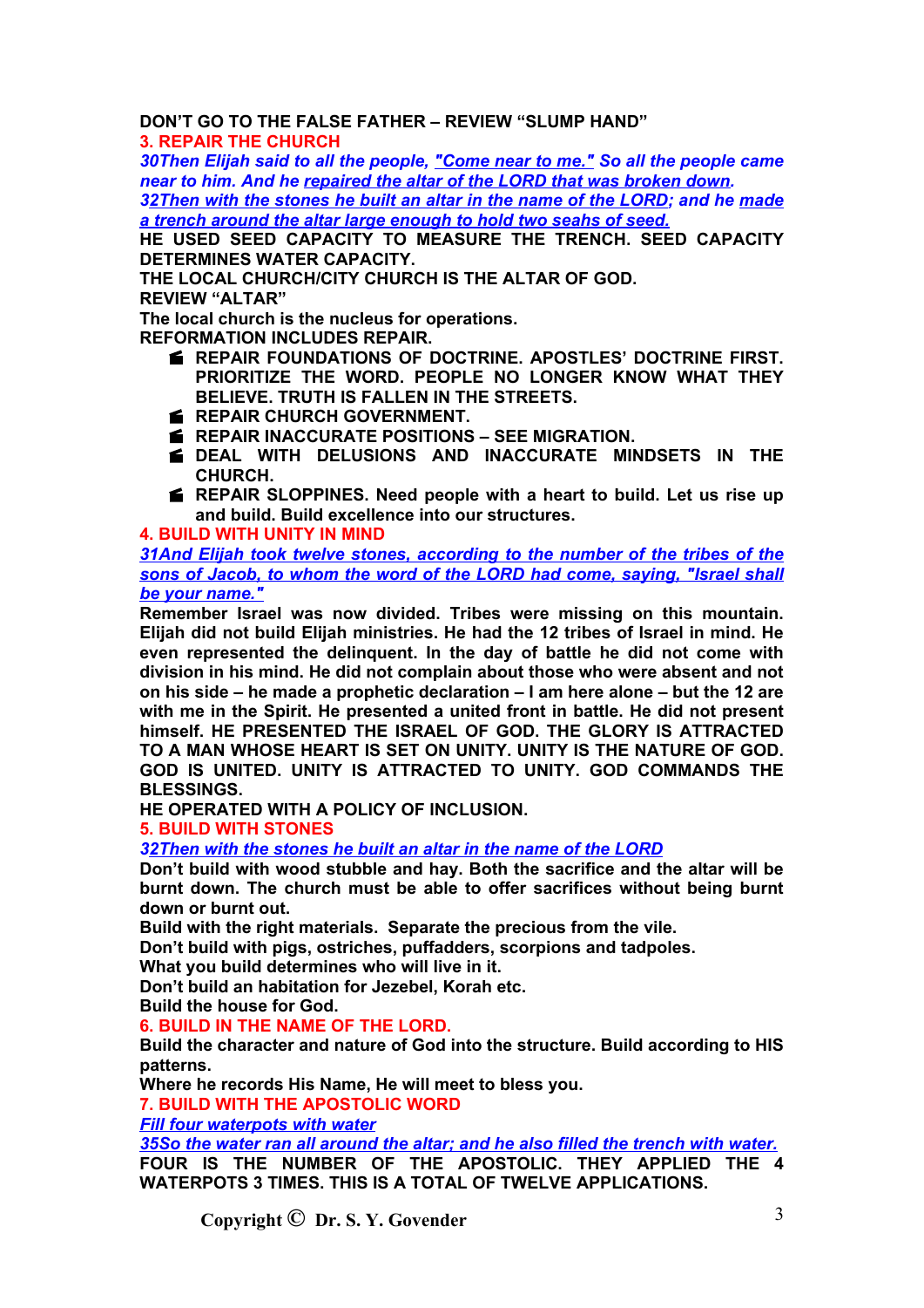**DON'T GO TO THE FALSE FATHER – REVIEW "SLUMP HAND"**

## 3. REPAIR THE CHURCH

***30Then Elijah said to all the people, "Come near to me." So all the people came near to him. And he repaired the altar of the LORD that was broken down.***
***32Then with the stones he built an altar in the name of the LORD; and he made a trench around the altar large enough to hold two seahs of seed.***

**HE USED SEED CAPACITY TO MEASURE THE TRENCH. SEED CAPACITY DETERMINES WATER CAPACITY.**
**THE LOCAL CHURCH/CITY CHURCH IS THE ALTAR OF GOD.**
**REVIEW "ALTAR"**
**The local church is the nucleus for operations.**
**REFORMATION INCLUDES REPAIR.**

- **REPAIR FOUNDATIONS OF DOCTRINE. APOSTLES' DOCTRINE FIRST. PRIORITIZE THE WORD. PEOPLE NO LONGER KNOW WHAT THEY BELIEVE. TRUTH IS FALLEN IN THE STREETS.**
- **REPAIR CHURCH GOVERNMENT.**
- **REPAIR INACCURATE POSITIONS – SEE MIGRATION.**
- **DEAL WITH DELUSIONS AND INACCURATE MINDSETS IN THE CHURCH.**
- **REPAIR SLOPPINES. Need people with a heart to build. Let us rise up and build. Build excellence into our structures.**

## 4. BUILD WITH UNITY IN MIND

***31And Elijah took twelve stones, according to the number of the tribes of the sons of Jacob, to whom the word of the LORD had come, saying, "Israel shall be your name."***

**Remember Israel was now divided. Tribes were missing on this mountain. Elijah did not build Elijah ministries. He had the 12 tribes of Israel in mind. He even represented the delinquent. In the day of battle he did not come with division in his mind. He did not complain about those who were absent and not on his side – he made a prophetic declaration – I am here alone – but the 12 are with me in the Spirit. He presented a united front in battle. He did not present himself. HE PRESENTED THE ISRAEL OF GOD. THE GLORY IS ATTRACTED TO A MAN WHOSE HEART IS SET ON UNITY. UNITY IS THE NATURE OF GOD. GOD IS UNITED. UNITY IS ATTRACTED TO UNITY. GOD COMMANDS THE BLESSINGS.**
**HE OPERATED WITH A POLICY OF INCLUSION.**

## 5. BUILD WITH STONES

***32Then with the stones he built an altar in the name of the LORD***

**Don't build with wood stubble and hay. Both the sacrifice and the altar will be burnt down. The church must be able to offer sacrifices without being burnt down or burnt out.**
**Build with the right materials. Separate the precious from the vile.**
**Don't build with pigs, ostriches, puffadders, scorpions and tadpoles.**
**What you build determines who will live in it.**
**Don't build an habitation for Jezebel, Korah etc.**
**Build the house for God.**

## 6. BUILD IN THE NAME OF THE LORD.

**Build the character and nature of God into the structure. Build according to HIS patterns.**
**Where he records His Name, He will meet to bless you.**

## 7. BUILD WITH THE APOSTOLIC WORD

***Fill four waterpots with water***
***35So the water ran all around the altar; and he also filled the trench with water.***

**FOUR IS THE NUMBER OF THE APOSTOLIC. THEY APPLIED THE 4 WATERPOTS 3 TIMES. THIS IS A TOTAL OF TWELVE APPLICATIONS.**

Copyright © Dr. S. Y. Govender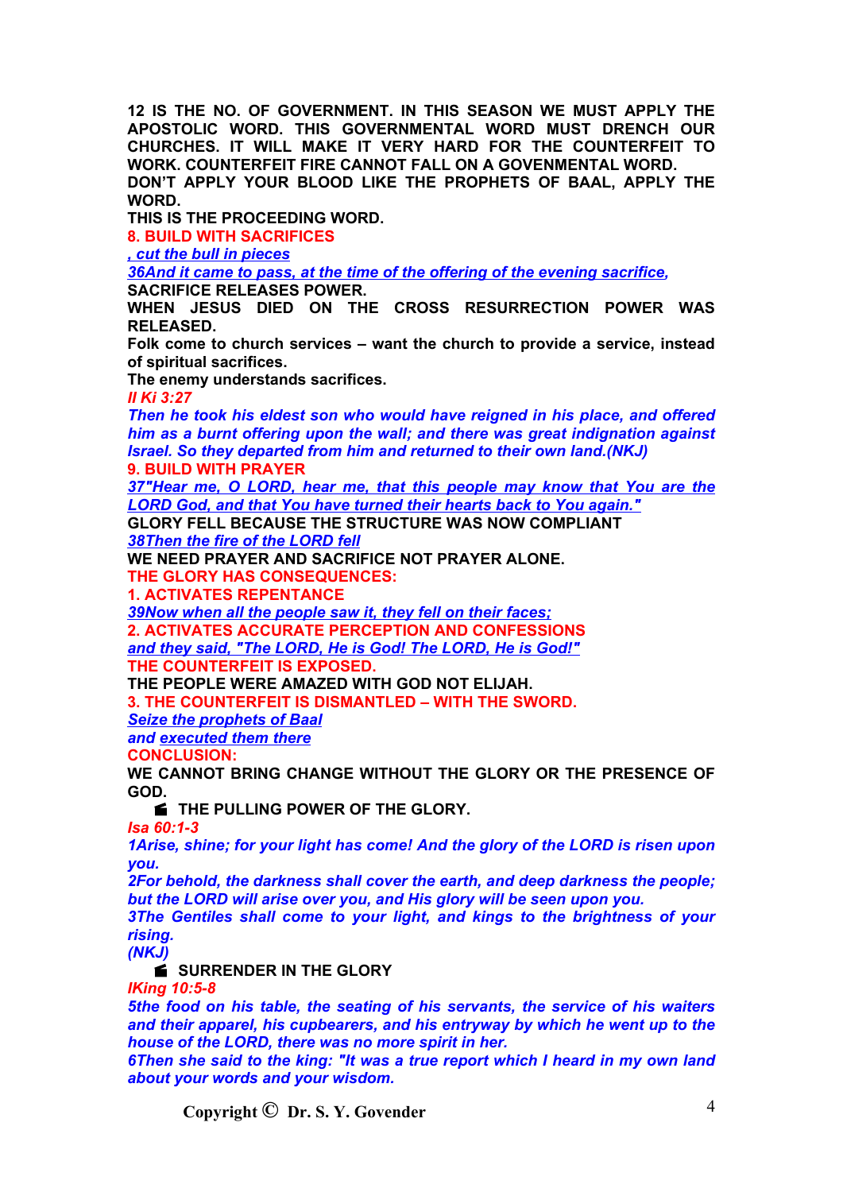**12 IS THE NO. OF GOVERNMENT. IN THIS SEASON WE MUST APPLY THE APOSTOLIC WORD. THIS GOVERNMENTAL WORD MUST DRENCH OUR CHURCHES. IT WILL MAKE IT VERY HARD FOR THE COUNTERFEIT TO WORK. COUNTERFEIT FIRE CANNOT FALL ON A GOVENMENTAL WORD.**

**DON'T APPLY YOUR BLOOD LIKE THE PROPHETS OF BAAL, APPLY THE WORD.**

**THIS IS THE PROCEEDING WORD.**

**8. BUILD WITH SACRIFICES**

***, cut the bull in pieces***

***36And it came to pass, at the time of the offering of the evening sacrifice,***

**SACRIFICE RELEASES POWER.**

**WHEN JESUS DIED ON THE CROSS RESURRECTION POWER WAS RELEASED.**

**Folk come to church services – want the church to provide a service, instead of spiritual sacrifices.**

**The enemy understands sacrifices.**

***II Ki 3:27***

***Then he took his eldest son who would have reigned in his place, and offered him as a burnt offering upon the wall; and there was great indignation against Israel. So they departed from him and returned to their own land.(NKJ)***

**9. BUILD WITH PRAYER**

***37"Hear me, O LORD, hear me, that this people may know that You are the LORD God, and that You have turned their hearts back to You again."***

**GLORY FELL BECAUSE THE STRUCTURE WAS NOW COMPLIANT**

***38Then the fire of the LORD fell***

**WE NEED PRAYER AND SACRIFICE NOT PRAYER ALONE.**

**THE GLORY HAS CONSEQUENCES:**

**1. ACTIVATES REPENTANCE**

***39Now when all the people saw it, they fell on their faces;***

**2. ACTIVATES ACCURATE PERCEPTION AND CONFESSIONS**

***and they said, "The LORD, He is God! The LORD, He is God!"***

**THE COUNTERFEIT IS EXPOSED.**

**THE PEOPLE WERE AMAZED WITH GOD NOT ELIJAH.**

**3. THE COUNTERFEIT IS DISMANTLED – WITH THE SWORD.**

***Seize the prophets of Baal***

***and executed them there***

**CONCLUSION:**

**WE CANNOT BRING CHANGE WITHOUT THE GLORY OR THE PRESENCE OF GOD.**

- **THE PULLING POWER OF THE GLORY.**

***Isa 60:1-3***

***1Arise, shine; for your light has come! And the glory of the LORD is risen upon you.***

***2For behold, the darkness shall cover the earth, and deep darkness the people; but the LORD will arise over you, and His glory will be seen upon you.***

***3The Gentiles shall come to your light, and kings to the brightness of your rising.***

***(NKJ)***

- **SURRENDER IN THE GLORY**

***IKing 10:5-8***

***5the food on his table, the seating of his servants, the service of his waiters and their apparel, his cupbearers, and his entryway by which he went up to the house of the LORD, there was no more spirit in her.***

***6Then she said to the king: "It was a true report which I heard in my own land about your words and your wisdom.***

Copyright © Dr. S. Y. Govender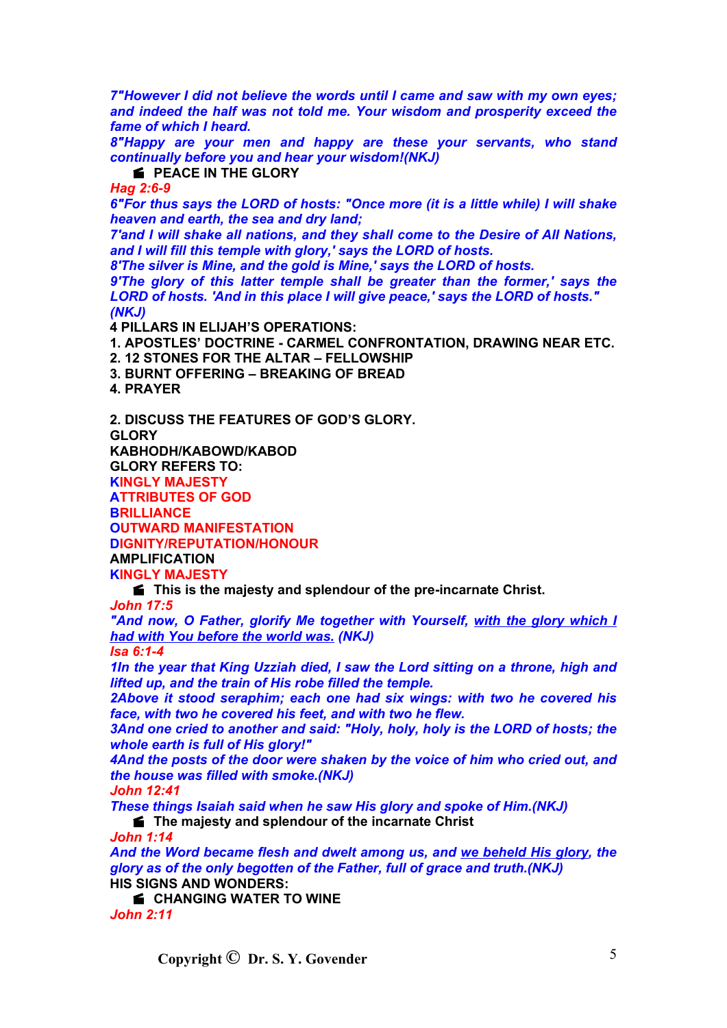*7"However I did not believe the words until I came and saw with my own eyes; and indeed the half was not told me. Your wisdom and prosperity exceed the fame of which I heard.*
*8"Happy are your men and happy are these your servants, who stand continually before you and hear your wisdom!(NKJ)*

- **PEACE IN THE GLORY**

*Hag 2:6-9*
*6"For thus says the LORD of hosts: "Once more (it is a little while) I will shake heaven and earth, the sea and dry land;*
*7'and I will shake all nations, and they shall come to the Desire of All Nations, and I will fill this temple with glory,' says the LORD of hosts.*
*8'The silver is Mine, and the gold is Mine,' says the LORD of hosts.*
*9'The glory of this latter temple shall be greater than the former,' says the LORD of hosts. 'And in this place I will give peace,' says the LORD of hosts." (NKJ)*

**4 PILLARS IN ELIJAH'S OPERATIONS:**
**1. APOSTLES' DOCTRINE - CARMEL CONFRONTATION, DRAWING NEAR ETC.**
**2. 12 STONES FOR THE ALTAR – FELLOWSHIP**
**3. BURNT OFFERING – BREAKING OF BREAD**
**4. PRAYER**

**2. DISCUSS THE FEATURES OF GOD'S GLORY.**
**GLORY**
**KABHODH/KABOWD/KABOD**
**GLORY REFERS TO:**
**KINGLY MAJESTY**
**ATTRIBUTES OF GOD**
**BRILLIANCE**
**OUTWARD MANIFESTATION**
**DIGNITY/REPUTATION/HONOUR**
**AMPLIFICATION**
**KINGLY MAJESTY**

- **This is the majesty and splendour of the pre-incarnate Christ.**

*John 17:5*
*"And now, O Father, glorify Me together with Yourself, <u>with the glory which I had with You before the world was.</u> (NKJ)*
*Isa 6:1-4*
*1In the year that King Uzziah died, I saw the Lord sitting on a throne, high and lifted up, and the train of His robe filled the temple.*
*2Above it stood seraphim; each one had six wings: with two he covered his face, with two he covered his feet, and with two he flew.*
*3And one cried to another and said: "Holy, holy, holy is the LORD of hosts; the whole earth is full of His glory!"*
*4And the posts of the door were shaken by the voice of him who cried out, and the house was filled with smoke.(NKJ)*
*John 12:41*
*These things Isaiah said when he saw His glory and spoke of Him.(NKJ)*

- **The majesty and splendour of the incarnate Christ**

*John 1:14*
*And the Word became flesh and dwelt among us, and <u>we beheld His glory</u>, the glory as of the only begotten of the Father, full of grace and truth.(NKJ)*

**HIS SIGNS AND WONDERS:**

- **CHANGING WATER TO WINE**

*John 2:11*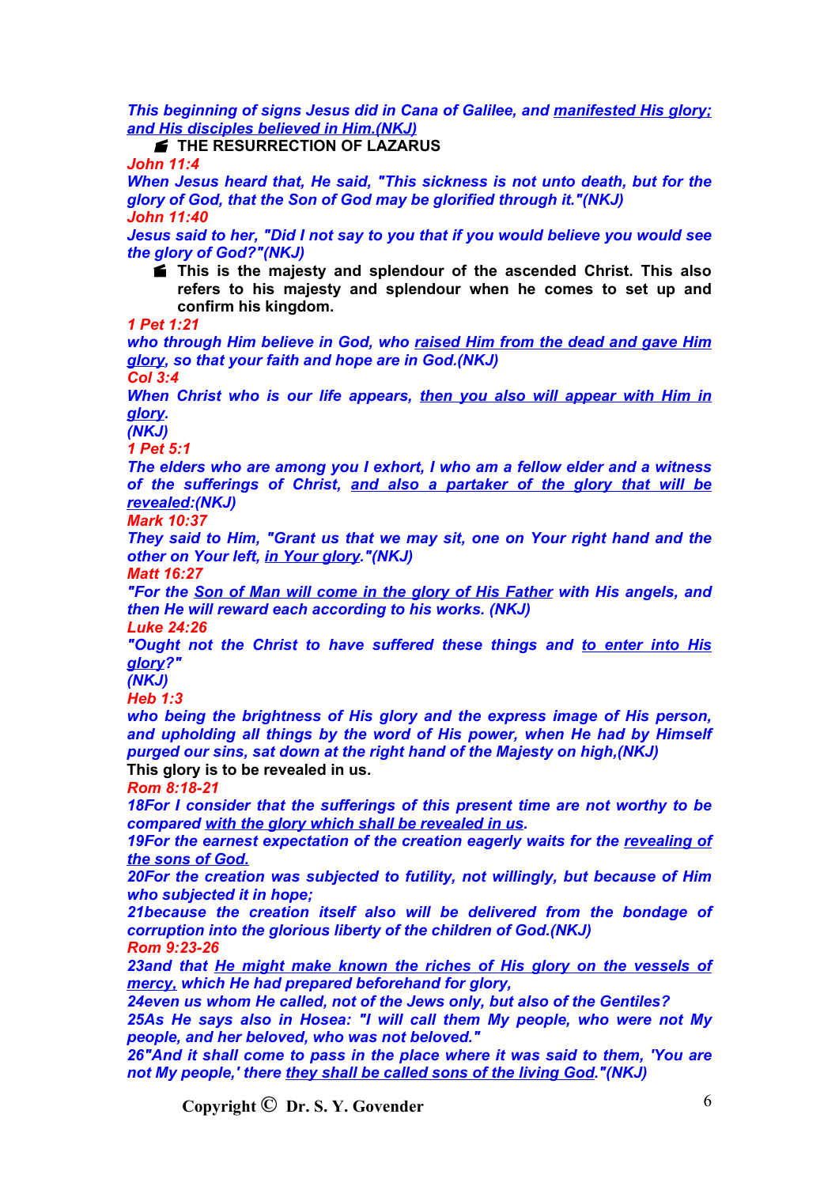*This beginning of signs Jesus did in Cana of Galilee, and manifested His glory; and His disciples believed in Him.(NKJ)*

- **THE RESURRECTION OF LAZARUS**

***John 11:4***

*When Jesus heard that, He said, "This sickness is not unto death, but for the glory of God, that the Son of God may be glorified through it."(NKJ)*

***John 11:40***

*Jesus said to her, "Did I not say to you that if you would believe you would see the glory of God?"(NKJ)*

- **This is the majesty and splendour of the ascended Christ. This also refers to his majesty and splendour when he comes to set up and confirm his kingdom.**

***1 Pet 1:21***

*who through Him believe in God, who raised Him from the dead and gave Him glory, so that your faith and hope are in God.(NKJ)*

***Col 3:4***

*When Christ who is our life appears, then you also will appear with Him in glory.*

*(NKJ)*

***1 Pet 5:1***

*The elders who are among you I exhort, I who am a fellow elder and a witness of the sufferings of Christ, and also a partaker of the glory that will be revealed:(NKJ)*

***Mark 10:37***

*They said to Him, "Grant us that we may sit, one on Your right hand and the other on Your left, in Your glory."(NKJ)*

***Matt 16:27***

*"For the Son of Man will come in the glory of His Father with His angels, and then He will reward each according to his works. (NKJ)*

***Luke 24:26***

*"Ought not the Christ to have suffered these things and to enter into His glory?"*

*(NKJ)*

***Heb 1:3***

*who being the brightness of His glory and the express image of His person, and upholding all things by the word of His power, when He had by Himself purged our sins, sat down at the right hand of the Majesty on high,(NKJ)*

**This glory is to be revealed in us.**

***Rom 8:18-21***

*18For I consider that the sufferings of this present time are not worthy to be compared with the glory which shall be revealed in us.*

*19For the earnest expectation of the creation eagerly waits for the revealing of the sons of God.*

*20For the creation was subjected to futility, not willingly, but because of Him who subjected it in hope;*

*21because the creation itself also will be delivered from the bondage of corruption into the glorious liberty of the children of God.(NKJ)*

***Rom 9:23-26***

*23and that He might make known the riches of His glory on the vessels of mercy, which He had prepared beforehand for glory,*

*24even us whom He called, not of the Jews only, but also of the Gentiles?*

*25As He says also in Hosea: "I will call them My people, who were not My people, and her beloved, who was not beloved."*

*26"And it shall come to pass in the place where it was said to them, 'You are not My people,' there they shall be called sons of the living God."(NKJ)*

**Copyright © Dr. S. Y. Govender**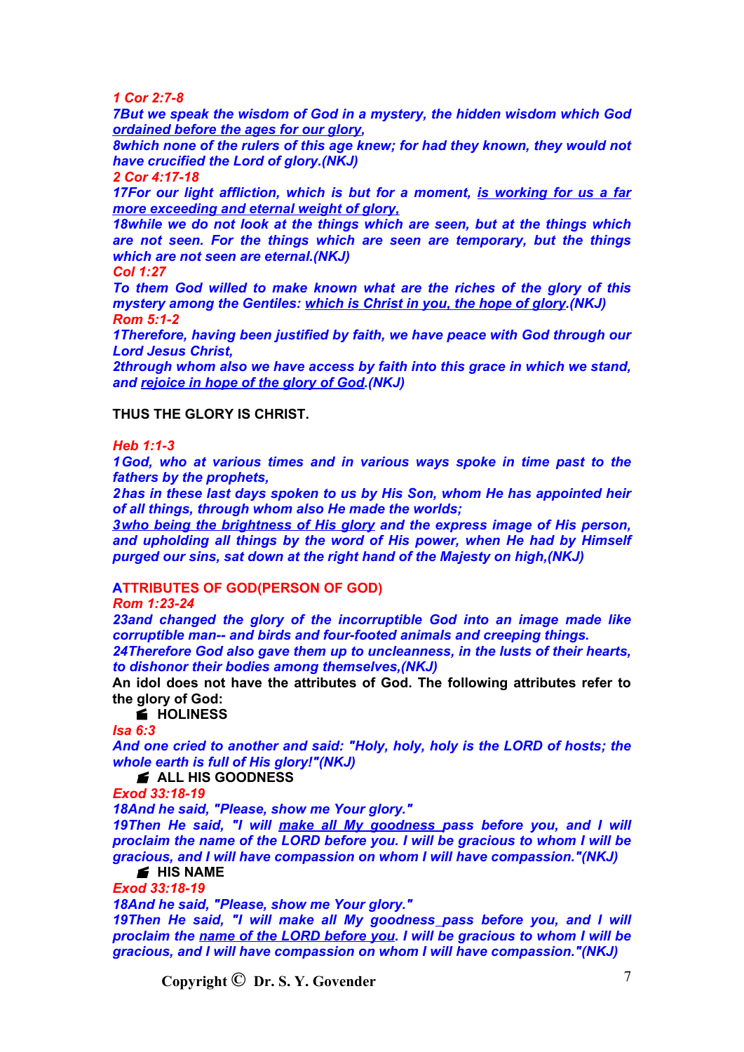*1 Cor 2:7-8*

***7But we speak the wisdom of God in a mystery, the hidden wisdom which God <u>ordained before the ages for our glory</u>,***

***8which none of the rulers of this age knew; for had they known, they would not have crucified the Lord of glory.(NKJ)***

*2 Cor 4:17-18*

***17For our light affliction, which is but for a moment, <u>is working for us a far more exceeding and eternal weight of glory</u>,***

***18while we do not look at the things which are seen, but at the things which are not seen. For the things which are seen are temporary, but the things which are not seen are eternal.(NKJ)***

*Col 1:27*

***To them God willed to make known what are the riches of the glory of this mystery among the Gentiles: <u>which is Christ in you, the hope of glory</u>.(NKJ)***

*Rom 5:1-2*

***1Therefore, having been justified by faith, we have peace with God through our Lord Jesus Christ,***

***2through whom also we have access by faith into this grace in which we stand, and <u>rejoice in hope of the glory of God</u>.(NKJ)***

**THUS THE GLORY IS CHRIST.**

*Heb 1:1-3*

***1God, who at various times and in various ways spoke in time past to the fathers by the prophets,***

***2has in these last days spoken to us by His Son, whom He has appointed heir of all things, through whom also He made the worlds;***

***<u>3who being the brightness of His glory</u> and the express image of His person, and upholding all things by the word of His power, when He had by Himself purged our sins, sat down at the right hand of the Majesty on high,(NKJ)***

**ATTRIBUTES OF GOD(PERSON OF GOD)**

*Rom 1:23-24*

***23and changed the glory of the incorruptible God into an image made like corruptible man-- and birds and four-footed animals and creeping things.***

***24Therefore God also gave them up to uncleanness, in the lusts of their hearts, to dishonor their bodies among themselves,(NKJ)***

**An idol does not have the attributes of God. The following attributes refer to the glory of God:**

- **HOLINESS**

*Isa 6:3*

***And one cried to another and said: "Holy, holy, holy is the LORD of hosts; the whole earth is full of His glory!"(NKJ)***

- **ALL HIS GOODNESS**

*Exod 33:18-19*

***18And he said, "Please, show me Your glory."***

***19Then He said, "I will <u>make all My goodness</u> pass before you, and I will proclaim the name of the LORD before you. I will be gracious to whom I will be gracious, and I will have compassion on whom I will have compassion."(NKJ)***

- **HIS NAME**

*Exod 33:18-19*

***18And he said, "Please, show me Your glory."***

***19Then He said, "I will make all My goodness pass before you, and I will proclaim the <u>name of the LORD before you</u>. I will be gracious to whom I will be gracious, and I will have compassion on whom I will have compassion."(NKJ)***

**Copyright © Dr. S. Y. Govender**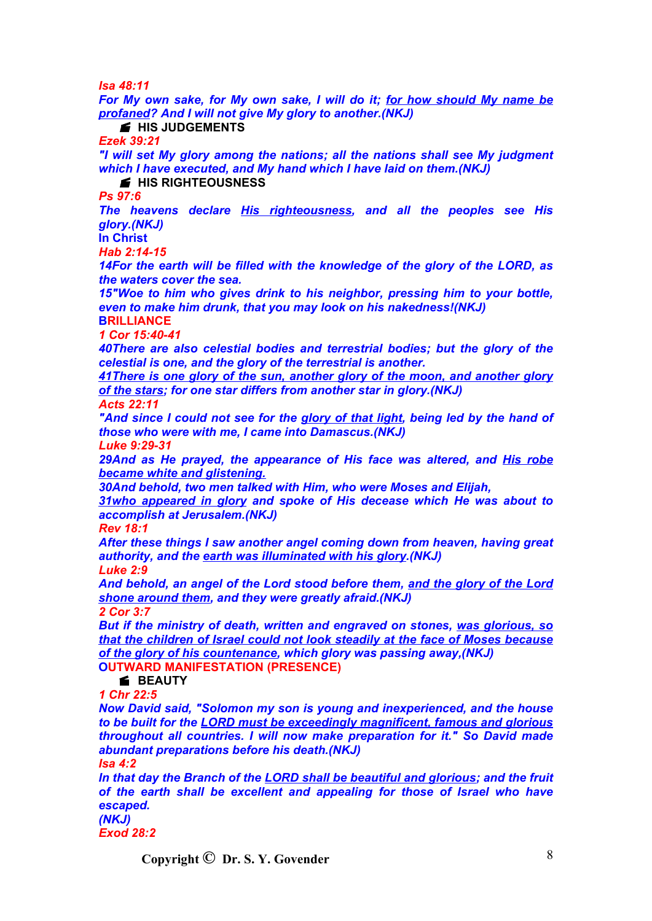*Isa 48:11*

***For My own sake, for My own sake, I will do it; <u>for how should My name be profaned</u>? And I will not give My glory to another.(NKJ)***

- **HIS JUDGEMENTS**

*Ezek 39:21*

***"I will set My glory among the nations; all the nations shall see My judgment which I have executed, and My hand which I have laid on them.(NKJ)***

- **HIS RIGHTEOUSNESS**

*Ps 97:6*

***The heavens declare <u>His righteousness</u>, and all the peoples see His glory.(NKJ)***

**In Christ**

*Hab 2:14-15*

***14For the earth will be filled with the knowledge of the glory of the LORD, as the waters cover the sea.***

***15"Woe to him who gives drink to his neighbor, pressing him to your bottle, even to make him drunk, that you may look on his nakedness!(NKJ)***

**BRILLIANCE**

*1 Cor 15:40-41*

***40There are also celestial bodies and terrestrial bodies; but the glory of the celestial is one, and the glory of the terrestrial is another.***

***<u>41There is one glory of the sun, another glory of the moon, and another glory of the stars</u>; for one star differs from another star in glory.(NKJ)***

*Acts 22:11*

***"And since I could not see for the <u>glory of that light</u>, being led by the hand of those who were with me, I came into Damascus.(NKJ)***

*Luke 9:29-31*

***29And as He prayed, the appearance of His face was altered, and <u>His robe became white and glistening.</u>***

***30And behold, two men talked with Him, who were Moses and Elijah,***

***<u>31who appeared in glory</u> and spoke of His decease which He was about to accomplish at Jerusalem.(NKJ)***

*Rev 18:1*

***After these things I saw another angel coming down from heaven, having great authority, and the <u>earth was illuminated with his glory</u>.(NKJ)***

*Luke 2:9*

***And behold, an angel of the Lord stood before them, <u>and the glory of the Lord shone around them</u>, and they were greatly afraid.(NKJ)***

*2 Cor 3:7*

***But if the ministry of death, written and engraved on stones, <u>was glorious, so that the children of Israel could not look steadily at the face of Moses because of the glory of his countenance</u>, which glory was passing away,(NKJ)***

**OUTWARD MANIFESTATION (PRESENCE)**

- **BEAUTY**

*1 Chr 22:5*

***Now David said, "Solomon my son is young and inexperienced, and the house to be built for the <u>LORD must be exceedingly magnificent, famous and glorious</u> throughout all countries. I will now make preparation for it." So David made abundant preparations before his death.(NKJ)***

*Isa 4:2*

***In that day the Branch of the <u>LORD shall be beautiful and glorious</u>; and the fruit of the earth shall be excellent and appealing for those of Israel who have escaped.***

***(NKJ)***

*Exod 28:2*

**Copyright © Dr. S. Y. Govender**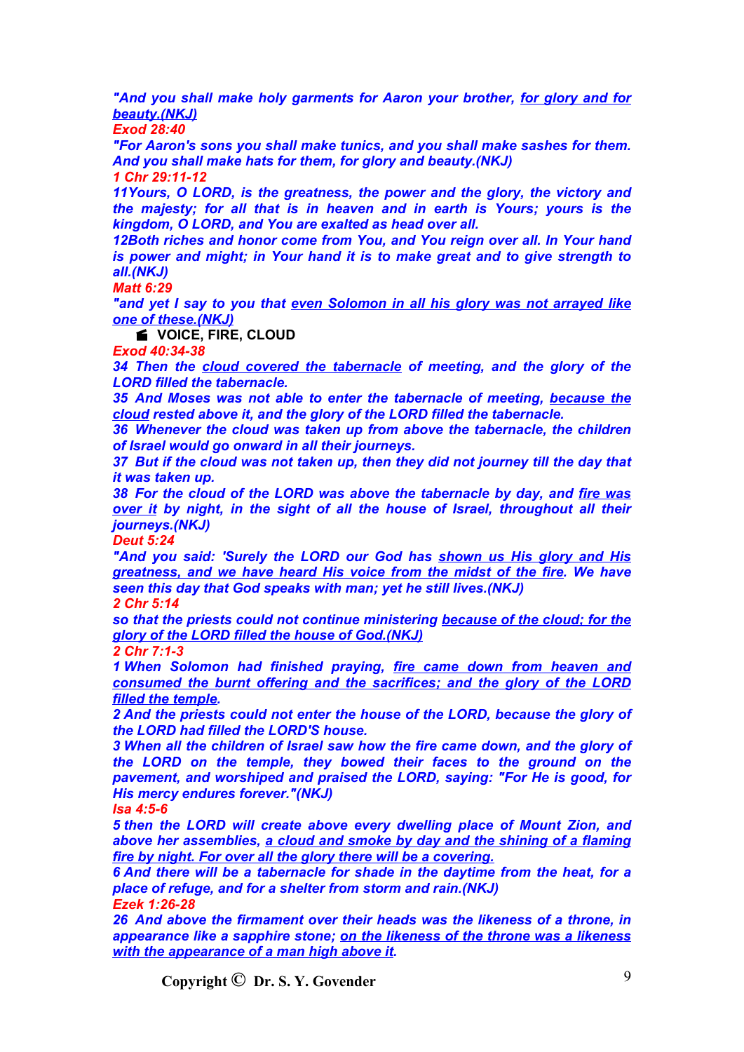*"And you shall make holy garments for Aaron your brother, for glory and for beauty.(NKJ)*

**Exod 28:40**

*"For Aaron's sons you shall make tunics, and you shall make sashes for them. And you shall make hats for them, for glory and beauty.(NKJ)*

**1 Chr 29:11-12**

*11Yours, O LORD, is the greatness, the power and the glory, the victory and the majesty; for all that is in heaven and in earth is Yours; yours is the kingdom, O LORD, and You are exalted as head over all.*

*12Both riches and honor come from You, and You reign over all. In Your hand is power and might; in Your hand it is to make great and to give strength to all.(NKJ)*

**Matt 6:29**

*"and yet I say to you that even Solomon in all his glory was not arrayed like one of these.(NKJ)*

- **VOICE, FIRE, CLOUD**

**Exod 40:34-38**

*34 Then the cloud covered the tabernacle of meeting, and the glory of the LORD filled the tabernacle.*

*35 And Moses was not able to enter the tabernacle of meeting, because the cloud rested above it, and the glory of the LORD filled the tabernacle.*

*36 Whenever the cloud was taken up from above the tabernacle, the children of Israel would go onward in all their journeys.*

*37 But if the cloud was not taken up, then they did not journey till the day that it was taken up.*

*38 For the cloud of the LORD was above the tabernacle by day, and fire was over it by night, in the sight of all the house of Israel, throughout all their journeys.(NKJ)*

**Deut 5:24**

*"And you said: 'Surely the LORD our God has shown us His glory and His greatness, and we have heard His voice from the midst of the fire. We have seen this day that God speaks with man; yet he still lives.(NKJ)*

**2 Chr 5:14**

*so that the priests could not continue ministering because of the cloud; for the glory of the LORD filled the house of God.(NKJ)*

**2 Chr 7:1-3**

*1 When Solomon had finished praying, fire came down from heaven and consumed the burnt offering and the sacrifices; and the glory of the LORD filled the temple.*

*2 And the priests could not enter the house of the LORD, because the glory of the LORD had filled the LORD'S house.*

*3 When all the children of Israel saw how the fire came down, and the glory of the LORD on the temple, they bowed their faces to the ground on the pavement, and worshiped and praised the LORD, saying: "For He is good, for His mercy endures forever."(NKJ)*

**Isa 4:5-6**

*5 then the LORD will create above every dwelling place of Mount Zion, and above her assemblies, a cloud and smoke by day and the shining of a flaming fire by night. For over all the glory there will be a covering.*

*6 And there will be a tabernacle for shade in the daytime from the heat, for a place of refuge, and for a shelter from storm and rain.(NKJ)*

**Ezek 1:26-28**

*26 And above the firmament over their heads was the likeness of a throne, in appearance like a sapphire stone; on the likeness of the throne was a likeness with the appearance of a man high above it.*

Copyright © Dr. S. Y. Govender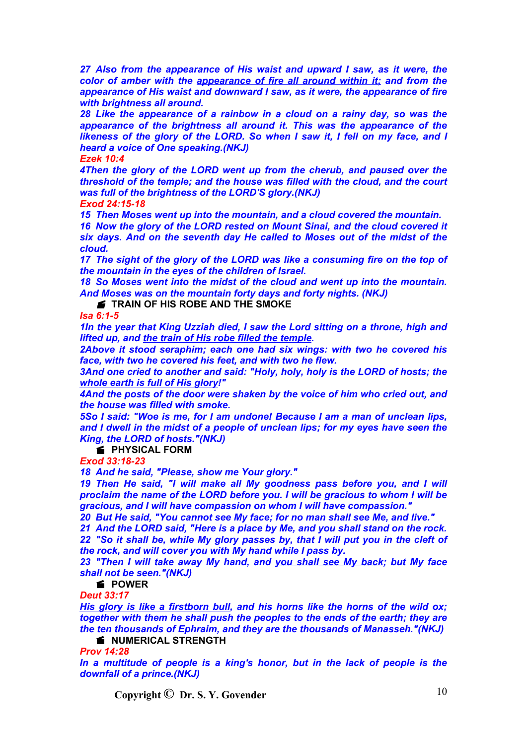***27 Also from the appearance of His waist and upward I saw, as it were, the color of amber with the <u>appearance of fire all around within it;</u> and from the appearance of His waist and downward I saw, as it were, the appearance of fire with brightness all around.***

***28 Like the appearance of a rainbow in a cloud on a rainy day, so was the appearance of the brightness all around it. This was the appearance of the likeness of the glory of the LORD. So when I saw it, I fell on my face, and I heard a voice of One speaking.(NKJ)***

***Ezek 10:4***

***4Then the glory of the LORD went up from the cherub, and paused over the threshold of the temple; and the house was filled with the cloud, and the court was full of the brightness of the LORD'S glory.(NKJ)***

***Exod 24:15-18***

***15 Then Moses went up into the mountain, and a cloud covered the mountain.***

***16 Now the glory of the LORD rested on Mount Sinai, and the cloud covered it six days. And on the seventh day He called to Moses out of the midst of the cloud.***

***17 The sight of the glory of the LORD was like a consuming fire on the top of the mountain in the eyes of the children of Israel.***

***18 So Moses went into the midst of the cloud and went up into the mountain. And Moses was on the mountain forty days and forty nights. (NKJ)***

- **TRAIN OF HIS ROBE AND THE SMOKE**

***Isa 6:1-5***

***1In the year that King Uzziah died, I saw the Lord sitting on a throne, high and lifted up, and <u>the train of His robe filled the temple</u>.***

***2Above it stood seraphim; each one had six wings: with two he covered his face, with two he covered his feet, and with two he flew.***

***3And one cried to another and said: "Holy, holy, holy is the LORD of hosts; the <u>whole earth is full of His glory</u>!"***

***4And the posts of the door were shaken by the voice of him who cried out, and the house was filled with smoke.***

***5So I said: "Woe is me, for I am undone! Because I am a man of unclean lips, and I dwell in the midst of a people of unclean lips; for my eyes have seen the King, the LORD of hosts."(NKJ)***

- **PHYSICAL FORM**

***Exod 33:18-23***

***18 And he said, "Please, show me Your glory."***

***19 Then He said, "I will make all My goodness pass before you, and I will proclaim the name of the LORD before you. I will be gracious to whom I will be gracious, and I will have compassion on whom I will have compassion."***

***20 But He said, "You cannot see My face; for no man shall see Me, and live."***

***21 And the LORD said, "Here is a place by Me, and you shall stand on the rock.***

***22 "So it shall be, while My glory passes by, that I will put you in the cleft of the rock, and will cover you with My hand while I pass by.***

***23 "Then I will take away My hand, and <u>you shall see My back</u>; but My face shall not be seen."(NKJ)***

- **POWER**

***Deut 33:17***

***<u>His glory is like a firstborn bull</u>, and his horns like the horns of the wild ox; together with them he shall push the peoples to the ends of the earth; they are the ten thousands of Ephraim, and they are the thousands of Manasseh."(NKJ)***

- **NUMERICAL STRENGTH**

***Prov 14:28***

***In a multitude of people is a king's honor, but in the lack of people is the downfall of a prince.(NKJ)***

**Copyright © Dr. S. Y. Govender**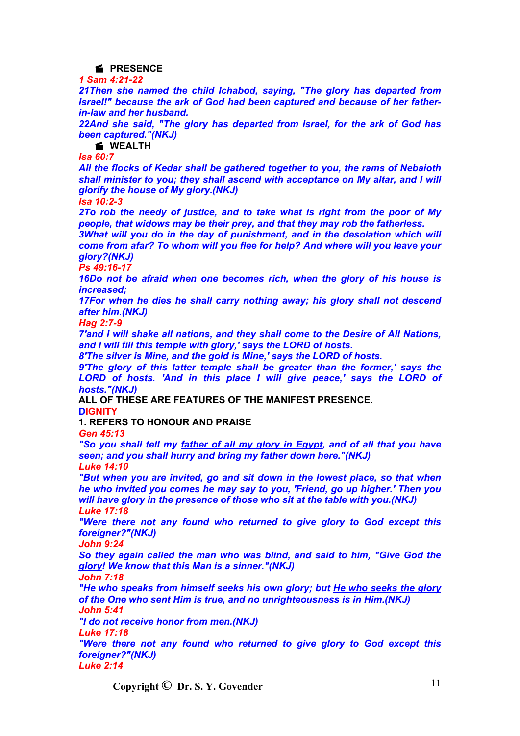- **PRESENCE**

*1 Sam 4:21-22*

***21Then she named the child Ichabod, saying, "The glory has departed from Israel!" because the ark of God had been captured and because of her father-in-law and her husband.***

***22And she said, "The glory has departed from Israel, for the ark of God has been captured."(NKJ)***

- **WEALTH**

*Isa 60:7*

***All the flocks of Kedar shall be gathered together to you, the rams of Nebaioth shall minister to you; they shall ascend with acceptance on My altar, and I will glorify the house of My glory.(NKJ)***

*Isa 10:2-3*

***2To rob the needy of justice, and to take what is right from the poor of My people, that widows may be their prey, and that they may rob the fatherless.***

***3What will you do in the day of punishment, and in the desolation which will come from afar? To whom will you flee for help? And where will you leave your glory?(NKJ)***

*Ps 49:16-17*

***16Do not be afraid when one becomes rich, when the glory of his house is increased;***

***17For when he dies he shall carry nothing away; his glory shall not descend after him.(NKJ)***

*Hag 2:7-9*

***7'and I will shake all nations, and they shall come to the Desire of All Nations, and I will fill this temple with glory,' says the LORD of hosts.***

***8'The silver is Mine, and the gold is Mine,' says the LORD of hosts.***

***9'The glory of this latter temple shall be greater than the former,' says the LORD of hosts. 'And in this place I will give peace,' says the LORD of hosts."(NKJ)***

**ALL OF THESE ARE FEATURES OF THE MANIFEST PRESENCE.**

**DIGNITY**

**1. REFERS TO HONOUR AND PRAISE**

*Gen 45:13*

***"So you shall tell my <u>father of all my glory in Egypt</u>, and of all that you have seen; and you shall hurry and bring my father down here."(NKJ)***

*Luke 14:10*

***"But when you are invited, go and sit down in the lowest place, so that when he who invited you comes he may say to you, 'Friend, go up higher.' <u>Then you will have glory in the presence of those who sit at the table with you</u>.(NKJ)***

*Luke 17:18*

***"Were there not any found who returned to give glory to God except this foreigner?"(NKJ)***

*John 9:24*

***So they again called the man who was blind, and said to him, "<u>Give God the glory</u>! We know that this Man is a sinner."(NKJ)***

*John 7:18*

***"He who speaks from himself seeks his own glory; but <u>He who seeks the glory of the One who sent Him is true,</u> and no unrighteousness is in Him.(NKJ)***

*John 5:41*

***"I do not receive <u>honor from men</u>.(NKJ)***

*Luke 17:18*

***"Were there not any found who returned <u>to give glory to God</u> except this foreigner?"(NKJ)***

*Luke 2:14*

Copyright © Dr. S. Y. Govender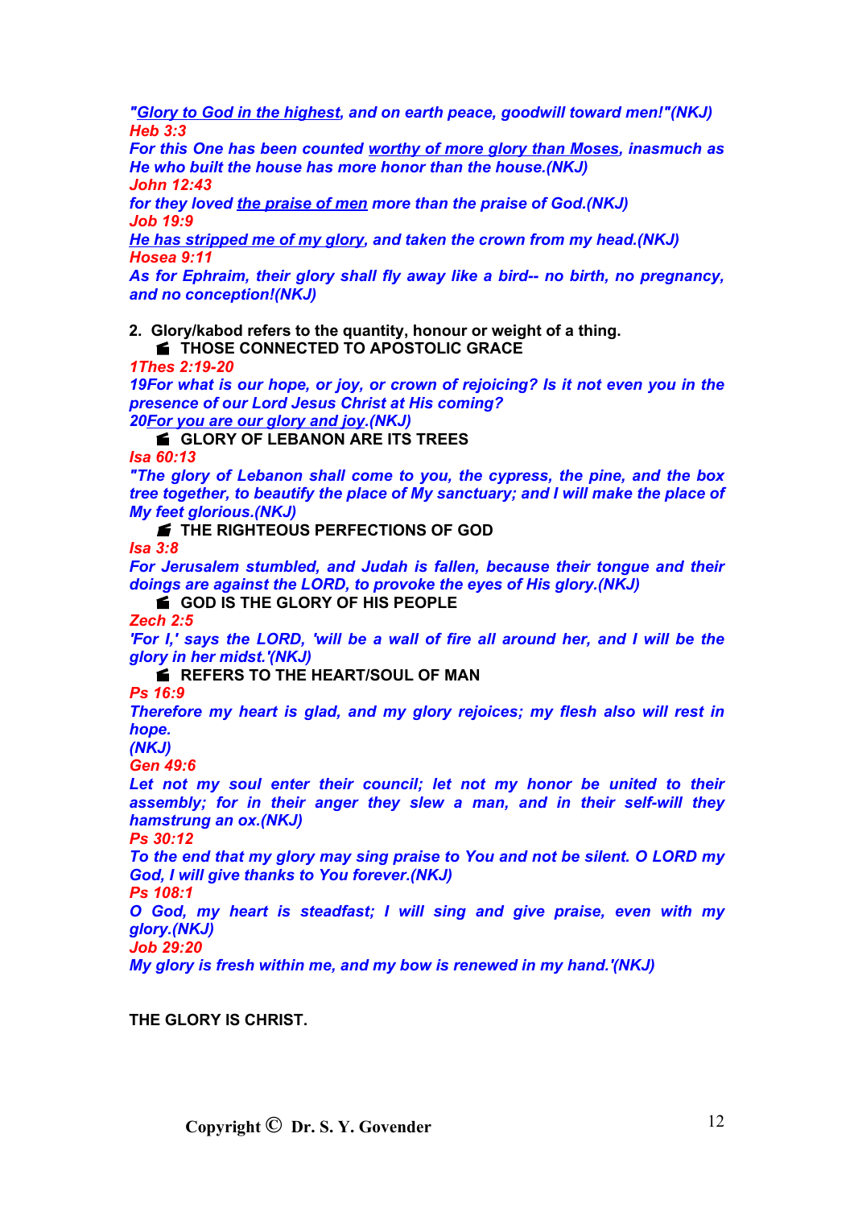*"<u>Glory to God in the highest</u>, and on earth peace, goodwill toward men!"(NKJ)*
*Heb 3:3*
*For this One has been counted <u>worthy of more glory than Moses</u>, inasmuch as He who built the house has more honor than the house.(NKJ)*
*John 12:43*
*for they loved <u>the praise of men</u> more than the praise of God.(NKJ)*
*Job 19:9*
*<u>He has stripped me of my glory</u>, and taken the crown from my head.(NKJ)*
*Hosea 9:11*
*As for Ephraim, their glory shall fly away like a bird-- no birth, no pregnancy, and no conception!(NKJ)*

**2. Glory/kabod refers to the quantity, honour or weight of a thing.**

- **THOSE CONNECTED TO APOSTOLIC GRACE**

*1Thes 2:19-20*
*19For what is our hope, or joy, or crown of rejoicing? Is it not even you in the presence of our Lord Jesus Christ at His coming?*
*<u>20For you are our glory and joy</u>.(NKJ)*

- **GLORY OF LEBANON ARE ITS TREES**

*Isa 60:13*
*"The glory of Lebanon shall come to you, the cypress, the pine, and the box tree together, to beautify the place of My sanctuary; and I will make the place of My feet glorious.(NKJ)*

- **THE RIGHTEOUS PERFECTIONS OF GOD**

*Isa 3:8*
*For Jerusalem stumbled, and Judah is fallen, because their tongue and their doings are against the LORD, to provoke the eyes of His glory.(NKJ)*

- **GOD IS THE GLORY OF HIS PEOPLE**

*Zech 2:5*
*'For I,' says the LORD, 'will be a wall of fire all around her, and I will be the glory in her midst.'(NKJ)*

- **REFERS TO THE HEART/SOUL OF MAN**

*Ps 16:9*
*Therefore my heart is glad, and my glory rejoices; my flesh also will rest in hope.*
*(NKJ)*
*Gen 49:6*
*Let not my soul enter their council; let not my honor be united to their assembly; for in their anger they slew a man, and in their self-will they hamstrung an ox.(NKJ)*
*Ps 30:12*
*To the end that my glory may sing praise to You and not be silent. O LORD my God, I will give thanks to You forever.(NKJ)*
*Ps 108:1*
*O God, my heart is steadfast; I will sing and give praise, even with my glory.(NKJ)*
*Job 29:20*
*My glory is fresh within me, and my bow is renewed in my hand.'(NKJ)*

**THE GLORY IS CHRIST.**

**Copyright © Dr. S. Y. Govender**